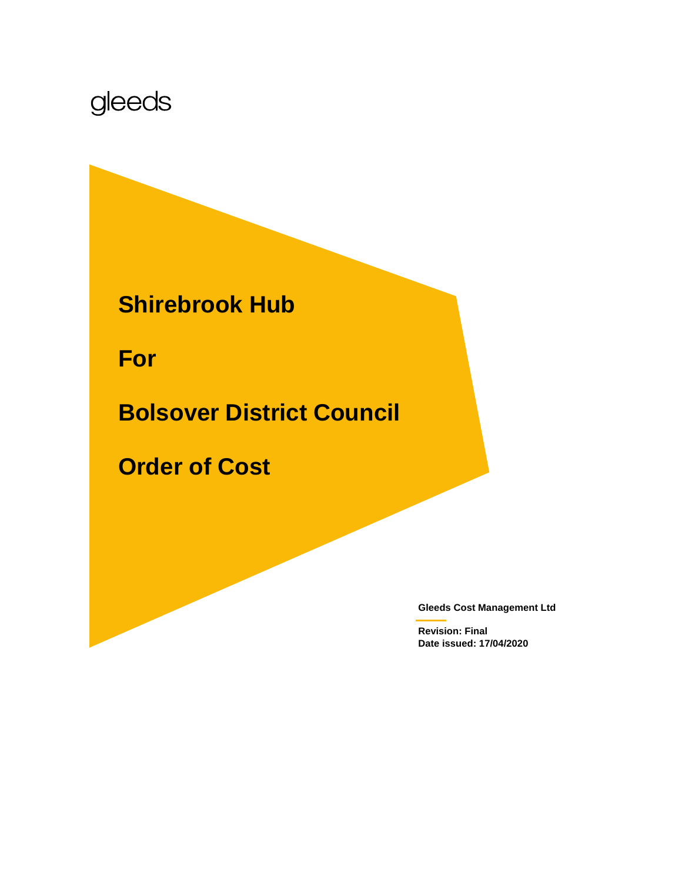gleeds

# Shirebrook Hub

# For

# Bolsover District Council

# Order of Cost

**Gleeds Cost Management Ltd**

**Revision: Final**
**Date issued: 17/04/2020**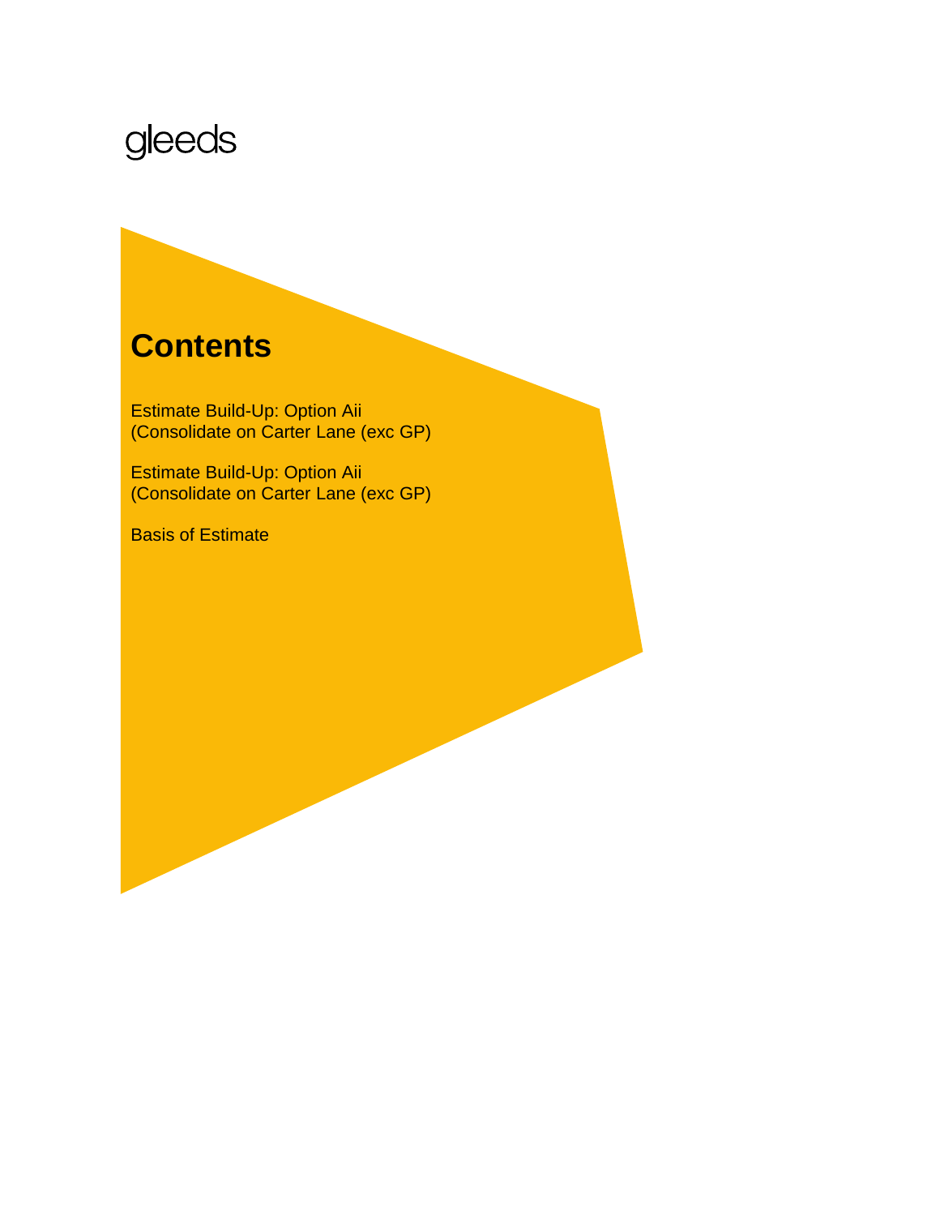gleeds

# Contents

Estimate Build-Up: Option Aii
(Consolidate on Carter Lane (exc GP)

Estimate Build-Up: Option Aii
(Consolidate on Carter Lane (exc GP)

Basis of Estimate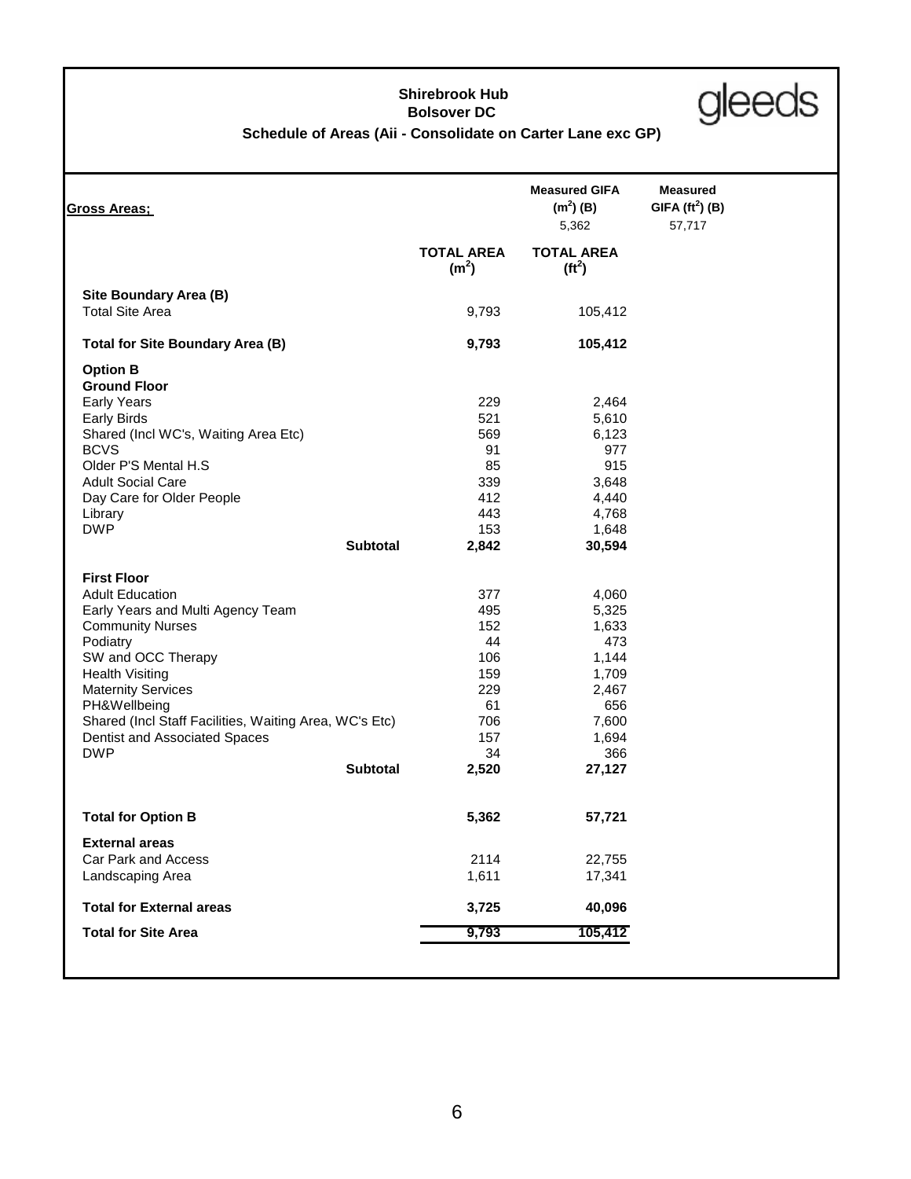**Shirebrook Hub**
**Bolsover DC**
**Schedule of Areas (Aii - Consolidate on Carter Lane exc GP)**

gleeds

| **Gross Areas;** | | **Measured GIFA ($m^2$) (B)** | **Measured GIFA ($ft^2$) (B)** |
|---|---|---|---|
| | | 5,362 | 57,717 |
| | **TOTAL AREA ($m^2$)** | **TOTAL AREA ($ft^2$)** | |
| **Site Boundary Area (B)** | | | |
| Total Site Area | 9,793 | 105,412 | |
| **Total for Site Boundary Area (B)** | **9,793** | **105,412** | |
| **Option B** | | | |
| **Ground Floor** | | | |
| Early Years | 229 | 2,464 | |
| Early Birds | 521 | 5,610 | |
| Shared (Incl WC's, Waiting Area Etc) | 569 | 6,123 | |
| BCVS | 91 | 977 | |
| Older P'S Mental H.S | 85 | 915 | |
| Adult Social Care | 339 | 3,648 | |
| Day Care for Older People | 412 | 4,440 | |
| Library | 443 | 4,768 | |
| DWP | 153 | 1,648 | |
| **Subtotal** | **2,842** | **30,594** | |
| **First Floor** | | | |
| Adult Education | 377 | 4,060 | |
| Early Years and Multi Agency Team | 495 | 5,325 | |
| Community Nurses | 152 | 1,633 | |
| Podiatry | 44 | 473 | |
| SW and OCC Therapy | 106 | 1,144 | |
| Health Visiting | 159 | 1,709 | |
| Maternity Services | 229 | 2,467 | |
| PH&Wellbeing | 61 | 656 | |
| Shared (Incl Staff Facilities, Waiting Area, WC's Etc) | 706 | 7,600 | |
| Dentist and Associated Spaces | 157 | 1,694 | |
| DWP | 34 | 366 | |
| **Subtotal** | **2,520** | **27,127** | |
| **Total for Option B** | **5,362** | **57,721** | |
| **External areas** | | | |
| Car Park and Access | 2114 | 22,755 | |
| Landscaping Area | 1,611 | 17,341 | |
| **Total for External areas** | **3,725** | **40,096** | |
| **Total for Site Area** | **9,793** | **105,412** | |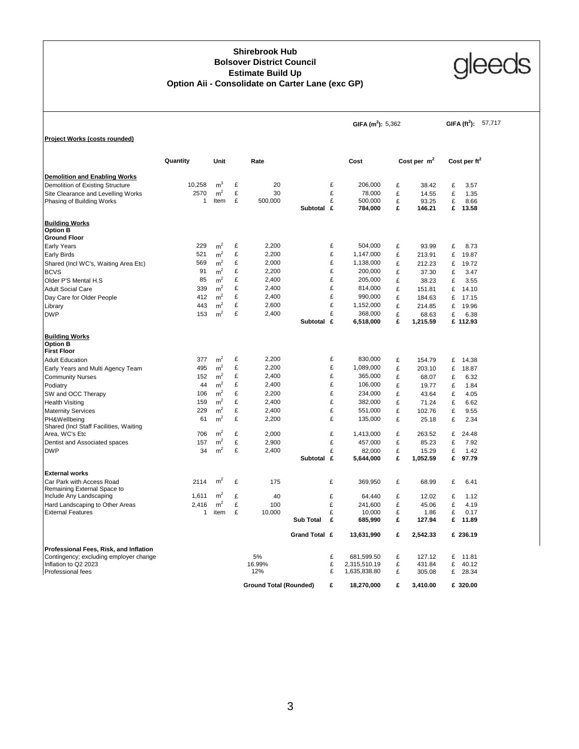# Shirebrook Hub
## Bolsover District Council
## Estimate Build Up
## Option Aii - Consolidate on Carter Lane (exc GP)

gleeds

GIFA ($m^2$): 5,362 GIFA ($ft^2$): 57,717

**Project Works (costs rounded)**

| | Quantity | Unit | Rate | | Cost | Cost per $m^2$ | Cost per $ft^2$ |
|---|---|---|---|---|---|---|---|
| **Demolition and Enabling Works** | | | | | | | |
| Demolition of Existing Structure | 10,258 | $m^3$ | £ 20 | | £ 206,000 | £ 38.42 | £ 3.57 |
| Site Clearance and Levelling Works | 2570 | $m^2$ | £ 30 | | £ 78,000 | £ 14.55 | £ 1.35 |
| Phasing of Building Works | 1 | Item | £ 500,000 | | £ 500,000 | £ 93.25 | £ 8.66 |
| | | | | Subtotal | £ 784,000 | £ 146.21 | £ 13.58 |
| **Building Works** | | | | | | | |
| **Option B** | | | | | | | |
| **Ground Floor** | | | | | | | |
| Early Years | 229 | $m^2$ | £ 2,200 | | £ 504,000 | £ 93.99 | £ 8.73 |
| Early Birds | 521 | $m^2$ | £ 2,200 | | £ 1,147,000 | £ 213.91 | £ 19.87 |
| Shared (Incl WC's, Waiting Area Etc) | 569 | $m^2$ | £ 2,000 | | £ 1,138,000 | £ 212.23 | £ 19.72 |
| BCVS | 91 | $m^2$ | £ 2,200 | | £ 200,000 | £ 37.30 | £ 3.47 |
| Older P'S Mental H.S | 85 | $m^2$ | £ 2,400 | | £ 205,000 | £ 38.23 | £ 3.55 |
| Adult Social Care | 339 | $m^2$ | £ 2,400 | | £ 814,000 | £ 151.81 | £ 14.10 |
| Day Care for Older People | 412 | $m^2$ | £ 2,400 | | £ 990,000 | £ 184.63 | £ 17.15 |
| Library | 443 | $m^2$ | £ 2,600 | | £ 1,152,000 | £ 214.85 | £ 19.96 |
| DWP | 153 | $m^2$ | £ 2,400 | | £ 368,000 | £ 68.63 | £ 6.38 |
| | | | | Subtotal | £ 6,518,000 | £ 1,215.59 | £ 112.93 |
| **Building Works** | | | | | | | |
| **Option B** | | | | | | | |
| **First Floor** | | | | | | | |
| Adult Education | 377 | $m^2$ | £ 2,200 | | £ 830,000 | £ 154.79 | £ 14.38 |
| Early Years and Multi Agency Team | 495 | $m^2$ | £ 2,200 | | £ 1,089,000 | £ 203.10 | £ 18.87 |
| Community Nurses | 152 | $m^2$ | £ 2,400 | | £ 365,000 | £ 68.07 | £ 6.32 |
| Podiatry | 44 | $m^2$ | £ 2,400 | | £ 106,000 | £ 19.77 | £ 1.84 |
| SW and OCC Therapy | 106 | $m^2$ | £ 2,200 | | £ 234,000 | £ 43.64 | £ 4.05 |
| Health Visiting | 159 | $m^2$ | £ 2,400 | | £ 382,000 | £ 71.24 | £ 6.62 |
| Maternity Services | 229 | $m^2$ | £ 2,400 | | £ 551,000 | £ 102.76 | £ 9.55 |
| PH&Wellbeing | 61 | $m^2$ | £ 2,200 | | £ 135,000 | £ 25.18 | £ 2.34 |
| Shared (Incl Staff Facilities, Waiting Area, WC's Etc | 706 | $m^2$ | £ 2,000 | | £ 1,413,000 | £ 263.52 | £ 24.48 |
| Dentist and Associated spaces | 157 | $m^2$ | £ 2,900 | | £ 457,000 | £ 85.23 | £ 7.92 |
| DWP | 34 | $m^2$ | £ 2,400 | | £ 82,000 | £ 15.29 | £ 1.42 |
| | | | | Subtotal | £ 5,644,000 | £ 1,052.59 | £ 97.79 |
| **External works** | | | | | | | |
| Car Park with Access Road | 2114 | $m^2$ | £ 175 | | £ 369,950 | £ 68.99 | £ 6.41 |
| Remaining External Space to Include Any Landscaping | 1,611 | $m^2$ | £ 40 | | £ 64,440 | £ 12.02 | £ 1.12 |
| Hard Landscaping to Other Areas | 2,416 | $m^2$ | £ 100 | | £ 241,600 | £ 45.06 | £ 4.19 |
| External Features | 1 | item | £ 10,000 | | £ 10,000 | £ 1.86 | £ 0.17 |
| | | | | Sub Total | £ 685,990 | £ 127.94 | £ 11.89 |
| | | | | Grand Total | £ 13,631,990 | £ 2,542.33 | £ 236.19 |
| **Professional Fees, Risk, and Inflation** | | | | | | | |
| Contingency; excluding employer change | | | 5% | | £ 681,599.50 | £ 127.12 | £ 11.81 |
| Inflation to Q2 2023 | | | 16.99% | | £ 2,315,510.19 | £ 431.84 | £ 40.12 |
| Professional fees | | | 12% | | £ 1,635,838.80 | £ 305.08 | £ 28.34 |
| | | | Ground Total (Rounded) | | £ 18,270,000 | £ 3,410.00 | £ 320.00 |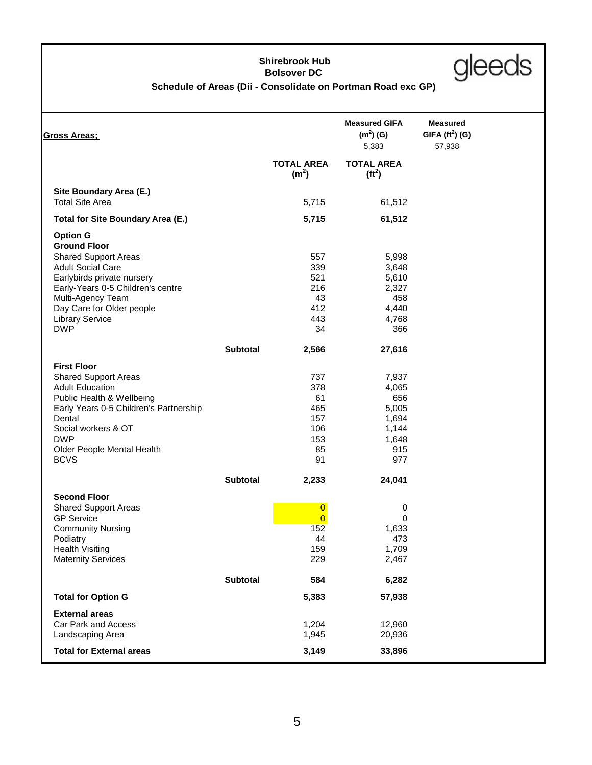gleeds

**Shirebrook Hub**
**Bolsover DC**

**Schedule of Areas (Dii - Consolidate on Portman Road exc GP)**

| **Gross Areas;** | | | **Measured GIFA ($m^2$) (G)** | **Measured GIFA ($ft^2$) (G)** |
|---|---|---|---|---|
| | | | 5,383 | 57,938 |
| | | **TOTAL AREA ($m^2$)** | **TOTAL AREA ($ft^2$)** | |
| **Site Boundary Area (E.)** | | | | |
| Total Site Area | | 5,715 | 61,512 | |
| **Total for Site Boundary Area (E.)** | | **5,715** | **61,512** | |
| **Option G** | | | | |
| **Ground Floor** | | | | |
| Shared Support Areas | | 557 | 5,998 | |
| Adult Social Care | | 339 | 3,648 | |
| Earlybirds private nursery | | 521 | 5,610 | |
| Early-Years 0-5 Children's centre | | 216 | 2,327 | |
| Multi-Agency Team | | 43 | 458 | |
| Day Care for Older people | | 412 | 4,440 | |
| Library Service | | 443 | 4,768 | |
| DWP | | 34 | 366 | |
| | **Subtotal** | **2,566** | **27,616** | |
| **First Floor** | | | | |
| Shared Support Areas | | 737 | 7,937 | |
| Adult Education | | 378 | 4,065 | |
| Public Health & Wellbeing | | 61 | 656 | |
| Early Years 0-5 Children's Partnership | | 465 | 5,005 | |
| Dental | | 157 | 1,694 | |
| Social workers & OT | | 106 | 1,144 | |
| DWP | | 153 | 1,648 | |
| Older People Mental Health | | 85 | 915 | |
| BCVS | | 91 | 977 | |
| | **Subtotal** | **2,233** | **24,041** | |
| **Second Floor** | | | | |
| Shared Support Areas | | 0 | 0 | |
| GP Service | | 0 | 0 | |
| Community Nursing | | 152 | 1,633 | |
| Podiatry | | 44 | 473 | |
| Health Visiting | | 159 | 1,709 | |
| Maternity Services | | 229 | 2,467 | |
| | **Subtotal** | **584** | **6,282** | |
| **Total for Option G** | | **5,383** | **57,938** | |
| **External areas** | | | | |
| Car Park and Access | | 1,204 | 12,960 | |
| Landscaping Area | | 1,945 | 20,936 | |
| **Total for External areas** | | **3,149** | **33,896** | |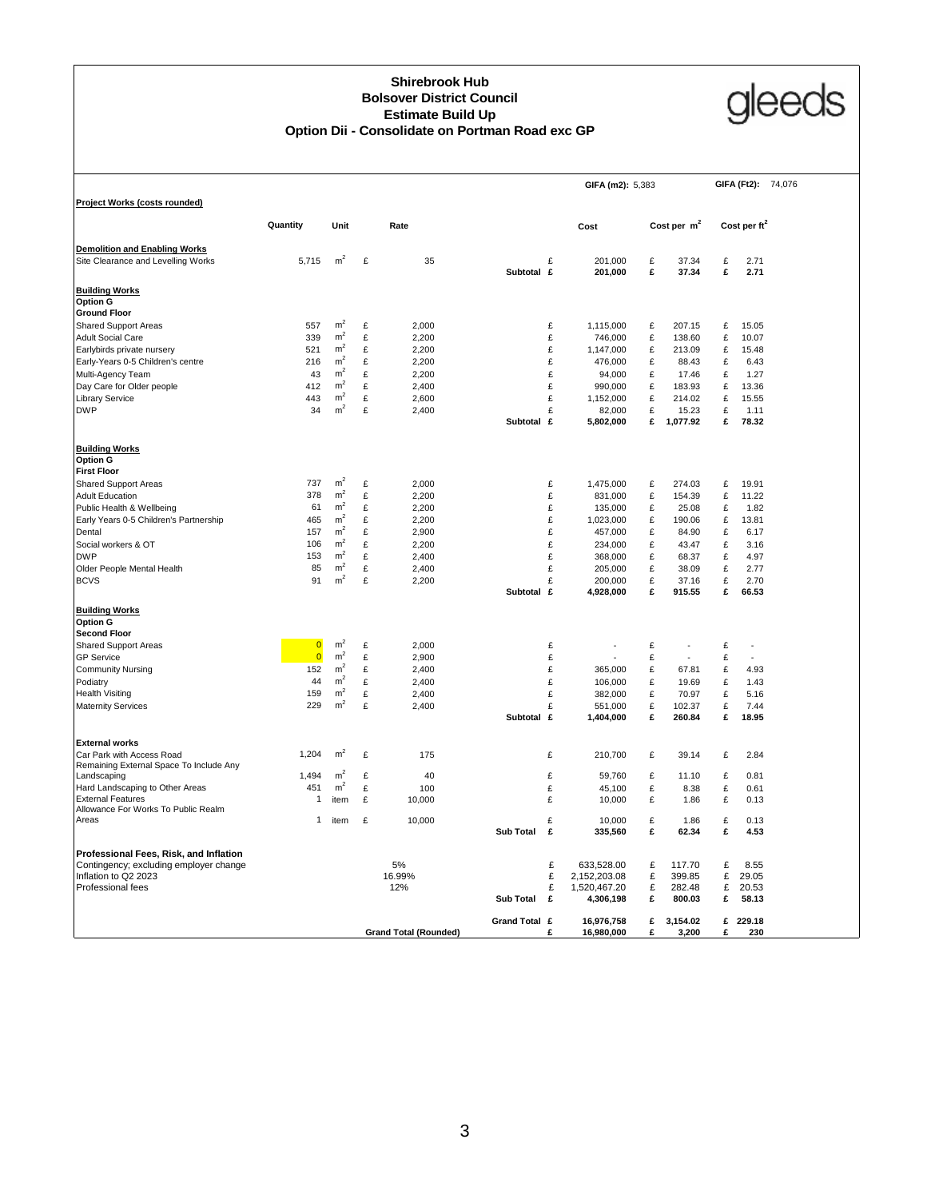# Shirebrook Hub
## Bolsover District Council
## Estimate Build Up
## Option Dii - Consolidate on Portman Road exc GP

gleeds

| | | | | | | | GIFA (m2): 5,383 | | GIFA (Ft2): 74,076 |
|---|---|---|---|---|---|---|---|---|---|
| **Project Works (costs rounded)** | | | | | | | | | |
| | **Quantity** | **Unit** | | **Rate** | | | **Cost** | **Cost per $m^2$** | **Cost per $ft^2$** |
| **Demolition and Enabling Works** | | | | | | | | | |
| Site Clearance and Levelling Works | 5,715 | $m^2$ | £ | 35 | | £ | 201,000 | £ 37.34 | £ 2.71 |
| | | | | | **Subtotal** | **£** | **201,000** | **£ 37.34** | **£ 2.71** |
| **Building Works** | | | | | | | | | |
| **Option G** | | | | | | | | | |
| **Ground Floor** | | | | | | | | | |
| Shared Support Areas | 557 | $m^2$ | £ | 2,000 | | £ | 1,115,000 | £ 207.15 | £ 15.05 |
| Adult Social Care | 339 | $m^2$ | £ | 2,200 | | £ | 746,000 | £ 138.60 | £ 10.07 |
| Earlybirds private nursery | 521 | $m^2$ | £ | 2,200 | | £ | 1,147,000 | £ 213.09 | £ 15.48 |
| Early-Years 0-5 Children's centre | 216 | $m^2$ | £ | 2,200 | | £ | 476,000 | £ 88.43 | £ 6.43 |
| Multi-Agency Team | 43 | $m^2$ | £ | 2,200 | | £ | 94,000 | £ 17.46 | £ 1.27 |
| Day Care for Older people | 412 | $m^2$ | £ | 2,400 | | £ | 990,000 | £ 183.93 | £ 13.36 |
| Library Service | 443 | $m^2$ | £ | 2,600 | | £ | 1,152,000 | £ 214.02 | £ 15.55 |
| DWP | 34 | $m^2$ | £ | 2,400 | | £ | 82,000 | £ 15.23 | £ 1.11 |
| | | | | | **Subtotal** | **£** | **5,802,000** | **£ 1,077.92** | **£ 78.32** |
| **Building Works** | | | | | | | | | |
| **Option G** | | | | | | | | | |
| **First Floor** | | | | | | | | | |
| Shared Support Areas | 737 | $m^2$ | £ | 2,000 | | £ | 1,475,000 | £ 274.03 | £ 19.91 |
| Adult Education | 378 | $m^2$ | £ | 2,200 | | £ | 831,000 | £ 154.39 | £ 11.22 |
| Public Health & Wellbeing | 61 | $m^2$ | £ | 2,200 | | £ | 135,000 | £ 25.08 | £ 1.82 |
| Early Years 0-5 Children's Partnership | 465 | $m^2$ | £ | 2,200 | | £ | 1,023,000 | £ 190.06 | £ 13.81 |
| Dental | 157 | $m^2$ | £ | 2,900 | | £ | 457,000 | £ 84.90 | £ 6.17 |
| Social workers & OT | 106 | $m^2$ | £ | 2,200 | | £ | 234,000 | £ 43.47 | £ 3.16 |
| DWP | 153 | $m^2$ | £ | 2,400 | | £ | 368,000 | £ 68.37 | £ 4.97 |
| Older People Mental Health | 85 | $m^2$ | £ | 2,400 | | £ | 205,000 | £ 38.09 | £ 2.77 |
| BCVS | 91 | $m^2$ | £ | 2,200 | | £ | 200,000 | £ 37.16 | £ 2.70 |
| | | | | | **Subtotal** | **£** | **4,928,000** | **£ 915.55** | **£ 66.53** |
| **Building Works** | | | | | | | | | |
| **Option G** | | | | | | | | | |
| **Second Floor** | | | | | | | | | |
| Shared Support Areas | 0 | $m^2$ | £ | 2,000 | | £ | - | £ - | £ - |
| GP Service | 0 | $m^2$ | £ | 2,900 | | £ | - | £ - | £ - |
| Community Nursing | 152 | $m^2$ | £ | 2,400 | | £ | 365,000 | £ 67.81 | £ 4.93 |
| Podiatry | 44 | $m^2$ | £ | 2,400 | | £ | 106,000 | £ 19.69 | £ 1.43 |
| Health Visiting | 159 | $m^2$ | £ | 2,400 | | £ | 382,000 | £ 70.97 | £ 5.16 |
| Maternity Services | 229 | $m^2$ | £ | 2,400 | | £ | 551,000 | £ 102.37 | £ 7.44 |
| | | | | | **Subtotal** | **£** | **1,404,000** | **£ 260.84** | **£ 18.95** |
| **External works** | | | | | | | | | |
| Car Park with Access Road | 1,204 | $m^2$ | £ | 175 | | £ | 210,700 | £ 39.14 | £ 2.84 |
| Remaining External Space To Include Any Landscaping | 1,494 | $m^2$ | £ | 40 | | £ | 59,760 | £ 11.10 | £ 0.81 |
| Hard Landscaping to Other Areas | 451 | $m^2$ | £ | 100 | | £ | 45,100 | £ 8.38 | £ 0.61 |
| External Features | 1 | item | £ | 10,000 | | £ | 10,000 | £ 1.86 | £ 0.13 |
| Allowance For Works To Public Realm Areas | 1 | item | £ | 10,000 | | £ | 10,000 | £ 1.86 | £ 0.13 |
| | | | | | **Sub Total** | **£** | **335,560** | **£ 62.34** | **£ 4.53** |
| **Professional Fees, Risk, and Inflation** | | | | | | | | | |
| Contingency; excluding employer change | | | | 5% | | £ | 633,528.00 | £ 117.70 | £ 8.55 |
| Inflation to Q2 2023 | | | | 16.99% | | £ | 2,152,203.08 | £ 399.85 | £ 29.05 |
| Professional fees | | | | 12% | | £ | 1,520,467.20 | £ 282.48 | £ 20.53 |
| | | | | | **Sub Total** | **£** | **4,306,198** | **£ 800.03** | **£ 58.13** |
| | | | | | **Grand Total** | **£** | **16,976,758** | **£ 3,154.02** | **£ 229.18** |
| | | | | **Grand Total (Rounded)** | | **£** | **16,980,000** | **£ 3,200** | **£ 230** |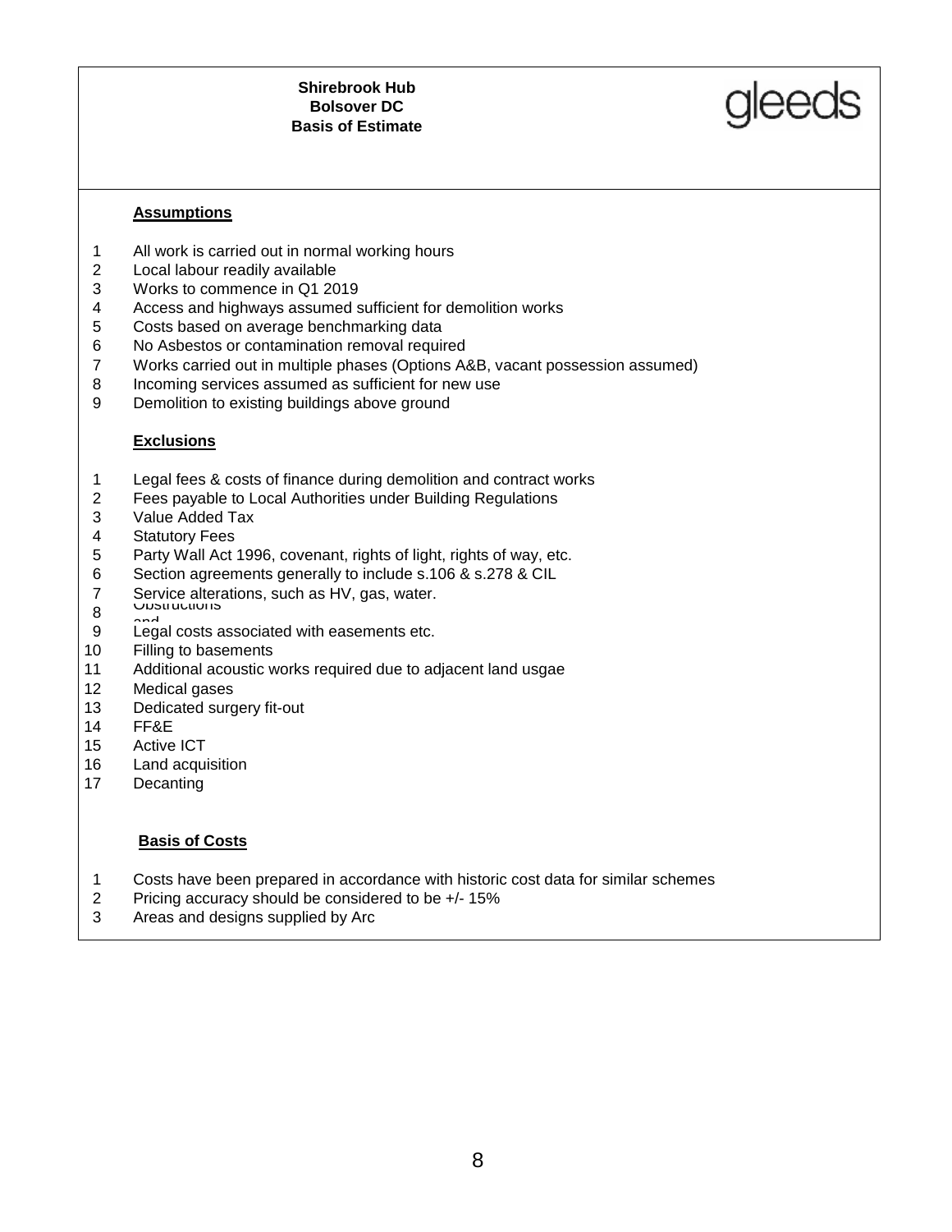**Shirebrook Hub**
**Bolsover DC**
**Basis of Estimate**

gleeds

## Assumptions

1. All work is carried out in normal working hours
2. Local labour readily available
3. Works to commence in Q1 2019
4. Access and highways assumed sufficient for demolition works
5. Costs based on average benchmarking data
6. No Asbestos or contamination removal required
7. Works carried out in multiple phases (Options A&B, vacant possession assumed)
8. Incoming services assumed as sufficient for new use
9. Demolition to existing buildings above ground

## Exclusions

1. Legal fees & costs of finance during demolition and contract works
2. Fees payable to Local Authorities under Building Regulations
3. Value Added Tax
4. Statutory Fees
5. Party Wall Act 1996, covenant, rights of light, rights of way, etc.
6. Section agreements generally to include s.106 & s.278 & CIL
7. Service alterations, such as HV, gas, water.
8. Obstructions and
9. Legal costs associated with easements etc.
10. Filling to basements
11. Additional acoustic works required due to adjacent land usgae
12. Medical gases
13. Dedicated surgery fit-out
14. FF&E
15. Active ICT
16. Land acquisition
17. Decanting

## Basis of Costs

1. Costs have been prepared in accordance with historic cost data for similar schemes
2. Pricing accuracy should be considered to be +/- 15%
3. Areas and designs supplied by Arc